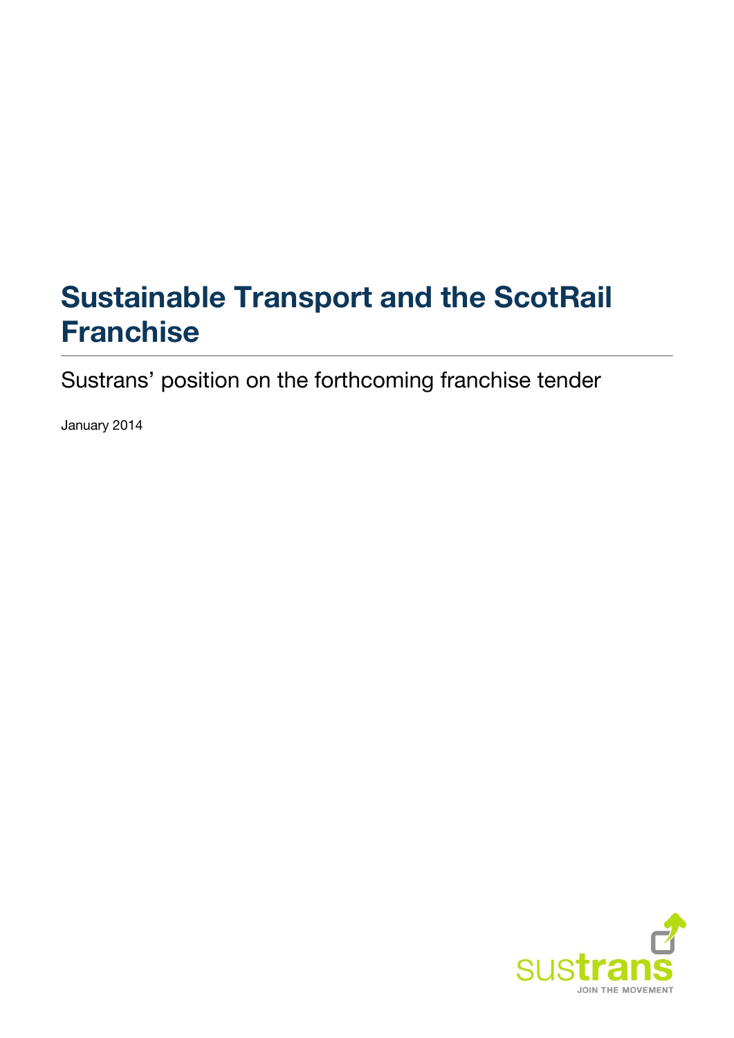# Sustainable Transport and the ScotRail Franchise

## Sustrans' position on the forthcoming franchise tender

January 2014

sustrans

JOIN THE MOVEMENT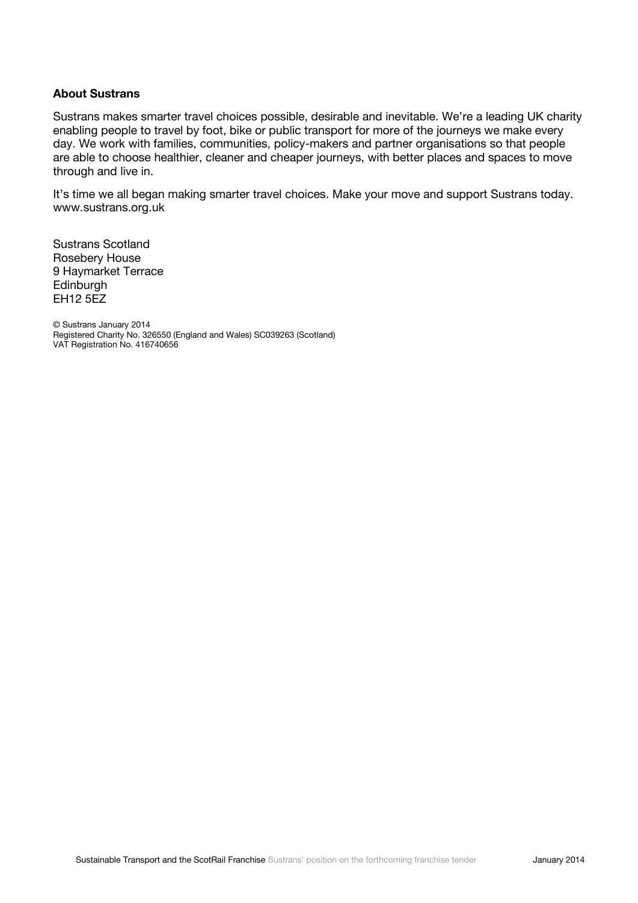**About Sustrans**

Sustrans makes smarter travel choices possible, desirable and inevitable. We're a leading UK charity enabling people to travel by foot, bike or public transport for more of the journeys we make every day. We work with families, communities, policy-makers and partner organisations so that people are able to choose healthier, cleaner and cheaper journeys, with better places and spaces to move through and live in.

It's time we all began making smarter travel choices. Make your move and support Sustrans today. www.sustrans.org.uk

Sustrans Scotland
Rosebery House
9 Haymarket Terrace
Edinburgh
EH12 5EZ

© Sustrans January 2014
Registered Charity No. 326550 (England and Wales) SC039263 (Scotland)
VAT Registration No. 416740656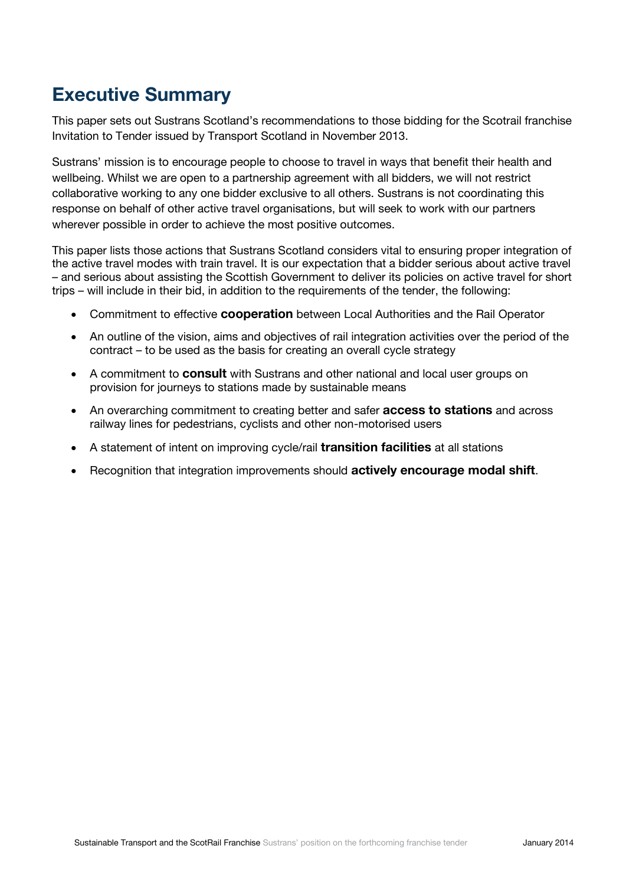## Executive Summary

This paper sets out Sustrans Scotland's recommendations to those bidding for the Scotrail franchise Invitation to Tender issued by Transport Scotland in November 2013.

Sustrans' mission is to encourage people to choose to travel in ways that benefit their health and wellbeing. Whilst we are open to a partnership agreement with all bidders, we will not restrict collaborative working to any one bidder exclusive to all others. Sustrans is not coordinating this response on behalf of other active travel organisations, but will seek to work with our partners wherever possible in order to achieve the most positive outcomes.

This paper lists those actions that Sustrans Scotland considers vital to ensuring proper integration of the active travel modes with train travel. It is our expectation that a bidder serious about active travel – and serious about assisting the Scottish Government to deliver its policies on active travel for short trips – will include in their bid, in addition to the requirements of the tender, the following:

- Commitment to effective **cooperation** between Local Authorities and the Rail Operator
- An outline of the vision, aims and objectives of rail integration activities over the period of the contract – to be used as the basis for creating an overall cycle strategy
- A commitment to **consult** with Sustrans and other national and local user groups on provision for journeys to stations made by sustainable means
- An overarching commitment to creating better and safer **access to stations** and across railway lines for pedestrians, cyclists and other non-motorised users
- A statement of intent on improving cycle/rail **transition facilities** at all stations
- Recognition that integration improvements should **actively encourage modal shift**.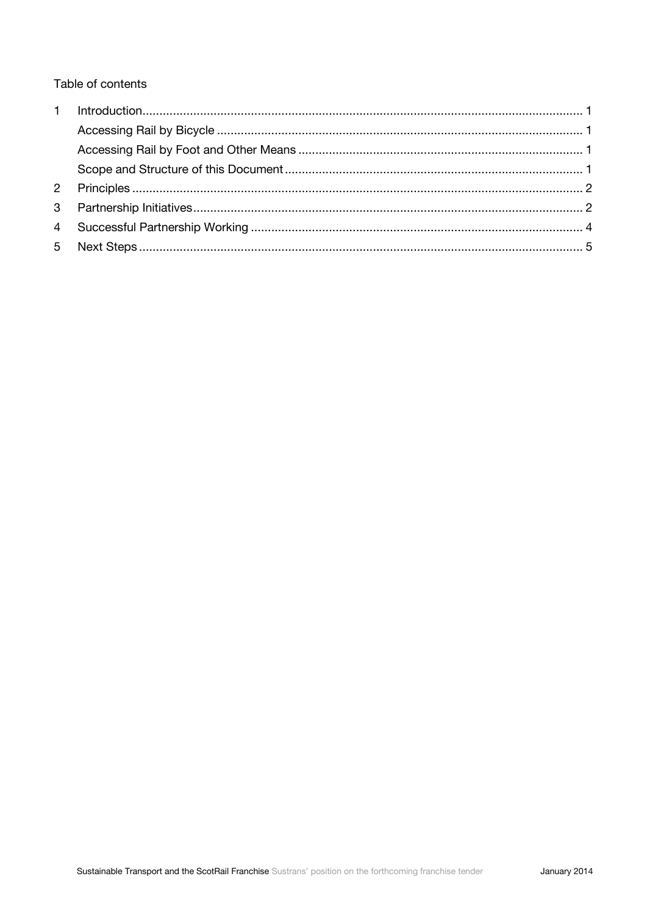Table of contents

| | | |
|---|---|---|
| 1 | Introduction | 1 |
| | Accessing Rail by Bicycle | 1 |
| | Accessing Rail by Foot and Other Means | 1 |
| | Scope and Structure of this Document | 1 |
| 2 | Principles | 2 |
| 3 | Partnership Initiatives | 2 |
| 4 | Successful Partnership Working | 4 |
| 5 | Next Steps | 5 |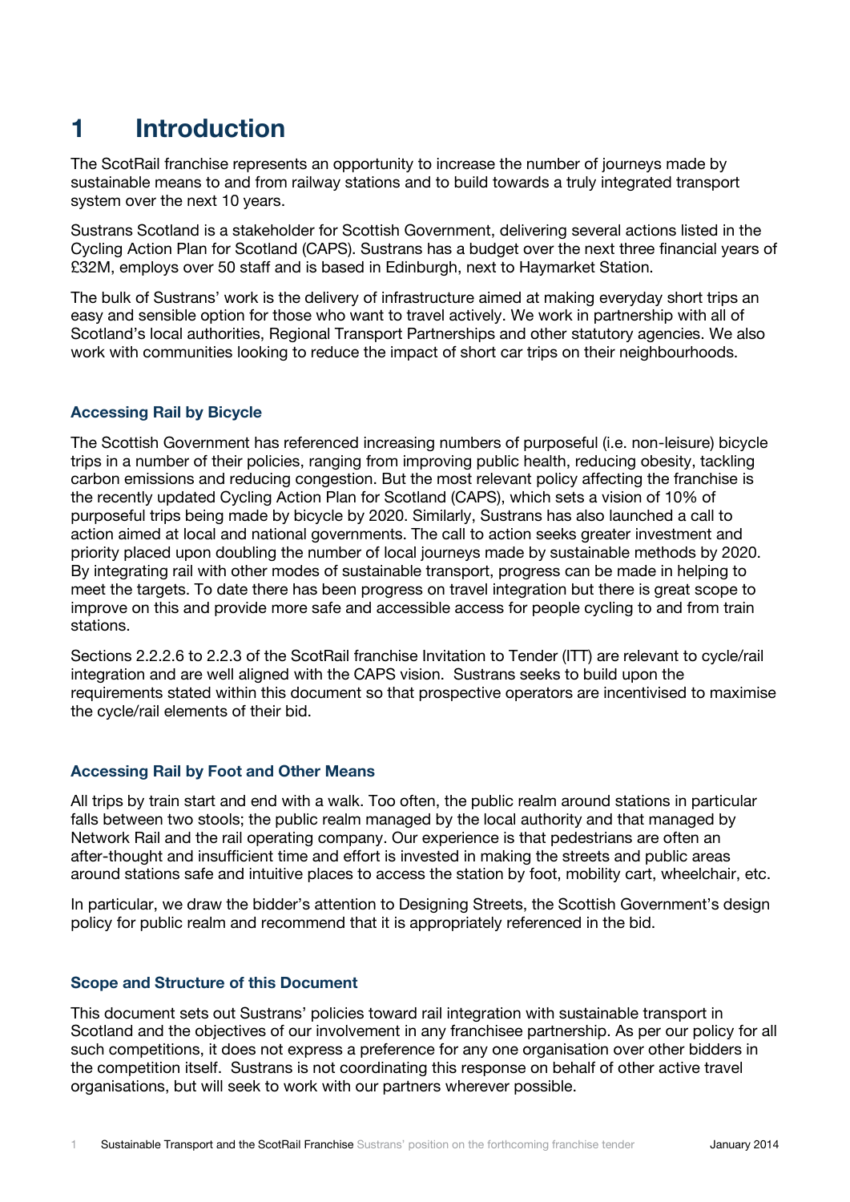# 1 Introduction

The ScotRail franchise represents an opportunity to increase the number of journeys made by sustainable means to and from railway stations and to build towards a truly integrated transport system over the next 10 years.

Sustrans Scotland is a stakeholder for Scottish Government, delivering several actions listed in the Cycling Action Plan for Scotland (CAPS). Sustrans has a budget over the next three financial years of £32M, employs over 50 staff and is based in Edinburgh, next to Haymarket Station.

The bulk of Sustrans' work is the delivery of infrastructure aimed at making everyday short trips an easy and sensible option for those who want to travel actively. We work in partnership with all of Scotland's local authorities, Regional Transport Partnerships and other statutory agencies. We also work with communities looking to reduce the impact of short car trips on their neighbourhoods.

### Accessing Rail by Bicycle

The Scottish Government has referenced increasing numbers of purposeful (i.e. non-leisure) bicycle trips in a number of their policies, ranging from improving public health, reducing obesity, tackling carbon emissions and reducing congestion. But the most relevant policy affecting the franchise is the recently updated Cycling Action Plan for Scotland (CAPS), which sets a vision of 10% of purposeful trips being made by bicycle by 2020. Similarly, Sustrans has also launched a call to action aimed at local and national governments. The call to action seeks greater investment and priority placed upon doubling the number of local journeys made by sustainable methods by 2020. By integrating rail with other modes of sustainable transport, progress can be made in helping to meet the targets. To date there has been progress on travel integration but there is great scope to improve on this and provide more safe and accessible access for people cycling to and from train stations.

Sections 2.2.2.6 to 2.2.3 of the ScotRail franchise Invitation to Tender (ITT) are relevant to cycle/rail integration and are well aligned with the CAPS vision. Sustrans seeks to build upon the requirements stated within this document so that prospective operators are incentivised to maximise the cycle/rail elements of their bid.

### Accessing Rail by Foot and Other Means

All trips by train start and end with a walk. Too often, the public realm around stations in particular falls between two stools; the public realm managed by the local authority and that managed by Network Rail and the rail operating company. Our experience is that pedestrians are often an after-thought and insufficient time and effort is invested in making the streets and public areas around stations safe and intuitive places to access the station by foot, mobility cart, wheelchair, etc.

In particular, we draw the bidder's attention to Designing Streets, the Scottish Government's design policy for public realm and recommend that it is appropriately referenced in the bid.

### Scope and Structure of this Document

This document sets out Sustrans' policies toward rail integration with sustainable transport in Scotland and the objectives of our involvement in any franchisee partnership. As per our policy for all such competitions, it does not express a preference for any one organisation over other bidders in the competition itself. Sustrans is not coordinating this response on behalf of other active travel organisations, but will seek to work with our partners wherever possible.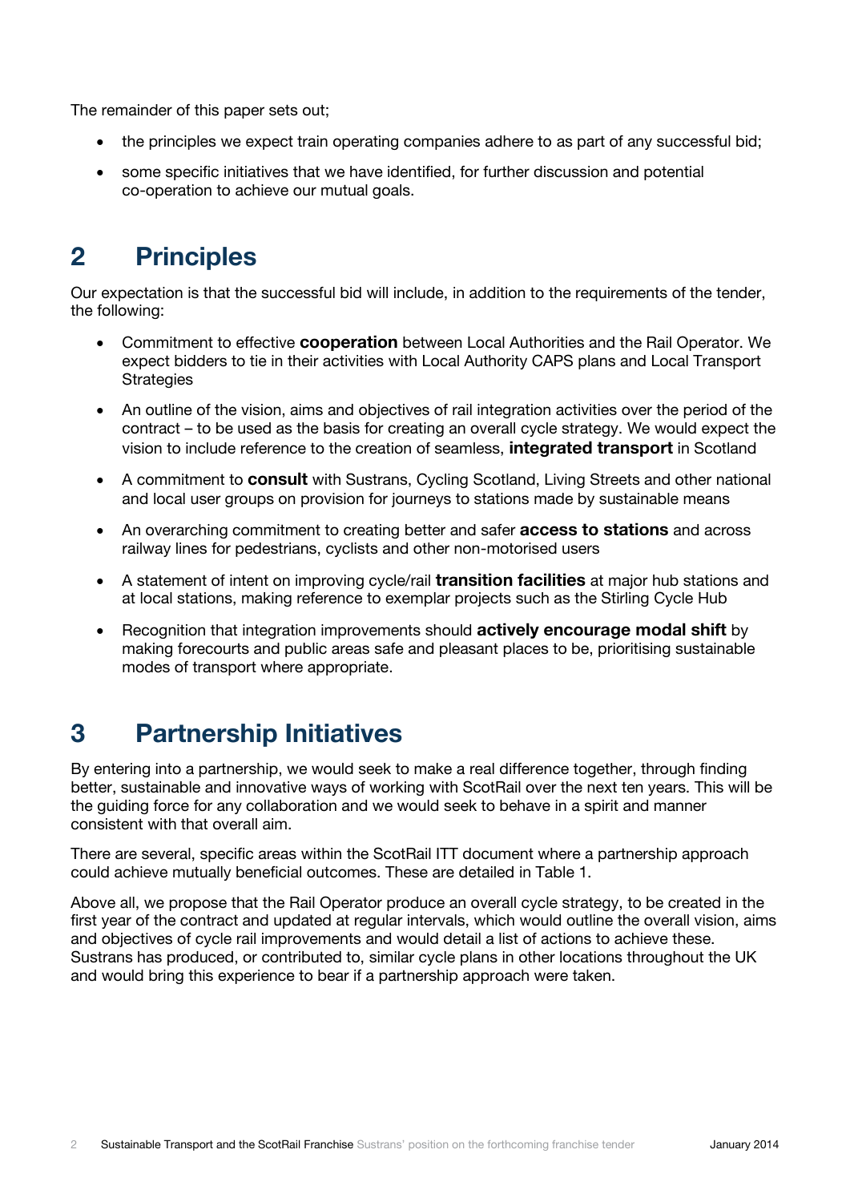The remainder of this paper sets out;

- the principles we expect train operating companies adhere to as part of any successful bid;
- some specific initiatives that we have identified, for further discussion and potential co-operation to achieve our mutual goals.

# 2 Principles

Our expectation is that the successful bid will include, in addition to the requirements of the tender, the following:

- Commitment to effective **cooperation** between Local Authorities and the Rail Operator. We expect bidders to tie in their activities with Local Authority CAPS plans and Local Transport Strategies
- An outline of the vision, aims and objectives of rail integration activities over the period of the contract – to be used as the basis for creating an overall cycle strategy. We would expect the vision to include reference to the creation of seamless, **integrated transport** in Scotland
- A commitment to **consult** with Sustrans, Cycling Scotland, Living Streets and other national and local user groups on provision for journeys to stations made by sustainable means
- An overarching commitment to creating better and safer **access to stations** and across railway lines for pedestrians, cyclists and other non-motorised users
- A statement of intent on improving cycle/rail **transition facilities** at major hub stations and at local stations, making reference to exemplar projects such as the Stirling Cycle Hub
- Recognition that integration improvements should **actively encourage modal shift** by making forecourts and public areas safe and pleasant places to be, prioritising sustainable modes of transport where appropriate.

# 3 Partnership Initiatives

By entering into a partnership, we would seek to make a real difference together, through finding better, sustainable and innovative ways of working with ScotRail over the next ten years. This will be the guiding force for any collaboration and we would seek to behave in a spirit and manner consistent with that overall aim.

There are several, specific areas within the ScotRail ITT document where a partnership approach could achieve mutually beneficial outcomes. These are detailed in Table 1.

Above all, we propose that the Rail Operator produce an overall cycle strategy, to be created in the first year of the contract and updated at regular intervals, which would outline the overall vision, aims and objectives of cycle rail improvements and would detail a list of actions to achieve these. Sustrans has produced, or contributed to, similar cycle plans in other locations throughout the UK and would bring this experience to bear if a partnership approach were taken.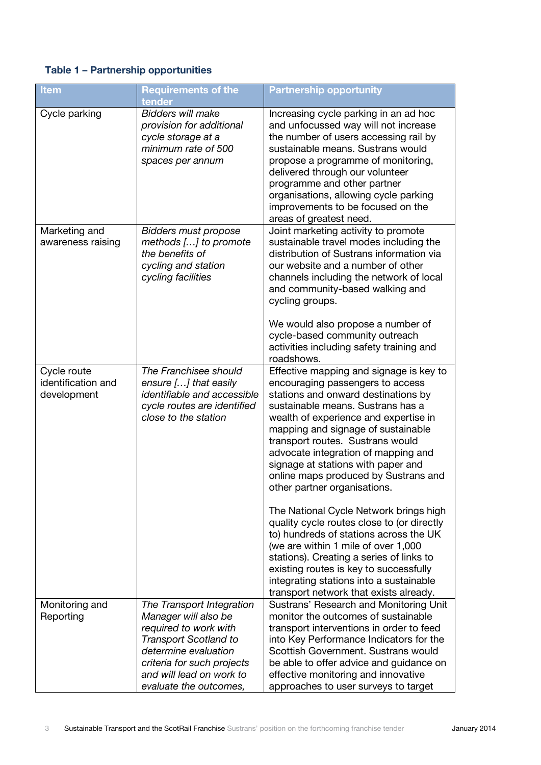**Table 1 – Partnership opportunities**

| Item | Requirements of the tender | Partnership opportunity |
|---|---|---|
| Cycle parking | *Bidders will make provision for additional cycle storage at a minimum rate of 500 spaces per annum* | Increasing cycle parking in an ad hoc and unfocussed way will not increase the number of users accessing rail by sustainable means. Sustrans would propose a programme of monitoring, delivered through our volunteer programme and other partner organisations, allowing cycle parking improvements to be focused on the areas of greatest need. |
| Marketing and awareness raising | *Bidders must propose methods […] to promote the benefits of cycling and station cycling facilities* | Joint marketing activity to promote sustainable travel modes including the distribution of Sustrans information via our website and a number of other channels including the network of local and community-based walking and cycling groups.<br><br>We would also propose a number of cycle-based community outreach activities including safety training and roadshows. |
| Cycle route identification and development | *The Franchisee should ensure […] that easily identifiable and accessible cycle routes are identified close to the station* | Effective mapping and signage is key to encouraging passengers to access stations and onward destinations by sustainable means. Sustrans has a wealth of experience and expertise in mapping and signage of sustainable transport routes. Sustrans would advocate integration of mapping and signage at stations with paper and online maps produced by Sustrans and other partner organisations.<br><br>The National Cycle Network brings high quality cycle routes close to (or directly to) hundreds of stations across the UK (we are within 1 mile of over 1,000 stations). Creating a series of links to existing routes is key to successfully integrating stations into a sustainable transport network that exists already. |
| Monitoring and Reporting | *The Transport Integration Manager will also be required to work with Transport Scotland to determine evaluation criteria for such projects and will lead on work to evaluate the outcomes,* | Sustrans' Research and Monitoring Unit monitor the outcomes of sustainable transport interventions in order to feed into Key Performance Indicators for the Scottish Government. Sustrans would be able to offer advice and guidance on effective monitoring and innovative approaches to user surveys to target |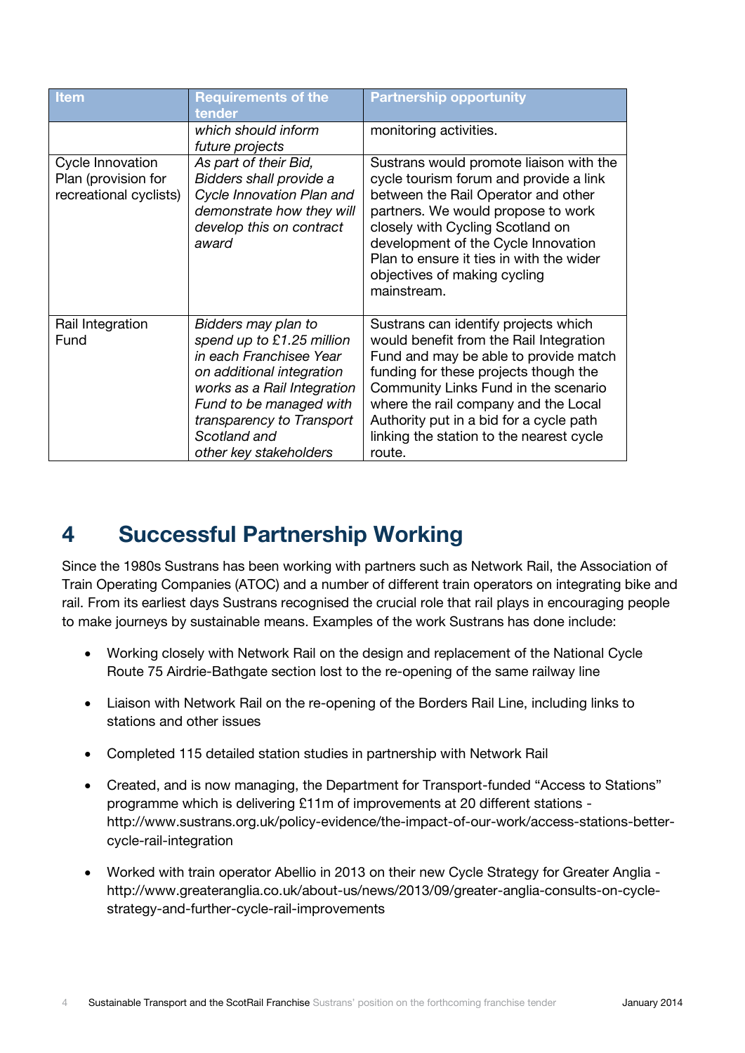| Item | Requirements of the tender | Partnership opportunity |
|---|---|---|
| | *which should inform future projects* | monitoring activities. |
| Cycle Innovation Plan (provision for recreational cyclists) | *As part of their Bid, Bidders shall provide a Cycle Innovation Plan and demonstrate how they will develop this on contract award* | Sustrans would promote liaison with the cycle tourism forum and provide a link between the Rail Operator and other partners. We would propose to work closely with Cycling Scotland on development of the Cycle Innovation Plan to ensure it ties in with the wider objectives of making cycling mainstream. |
| Rail Integration Fund | *Bidders may plan to spend up to £1.25 million in each Franchisee Year on additional integration works as a Rail Integration Fund to be managed with transparency to Transport Scotland and other key stakeholders* | Sustrans can identify projects which would benefit from the Rail Integration Fund and may be able to provide match funding for these projects though the Community Links Fund in the scenario where the rail company and the Local Authority put in a bid for a cycle path linking the station to the nearest cycle route. |

# 4 Successful Partnership Working

Since the 1980s Sustrans has been working with partners such as Network Rail, the Association of Train Operating Companies (ATOC) and a number of different train operators on integrating bike and rail. From its earliest days Sustrans recognised the crucial role that rail plays in encouraging people to make journeys by sustainable means. Examples of the work Sustrans has done include:

- Working closely with Network Rail on the design and replacement of the National Cycle Route 75 Airdrie-Bathgate section lost to the re-opening of the same railway line
- Liaison with Network Rail on the re-opening of the Borders Rail Line, including links to stations and other issues
- Completed 115 detailed station studies in partnership with Network Rail
- Created, and is now managing, the Department for Transport-funded "Access to Stations" programme which is delivering £11m of improvements at 20 different stations - http://www.sustrans.org.uk/policy-evidence/the-impact-of-our-work/access-stations-better-cycle-rail-integration
- Worked with train operator Abellio in 2013 on their new Cycle Strategy for Greater Anglia - http://www.greateranglia.co.uk/about-us/news/2013/09/greater-anglia-consults-on-cycle-strategy-and-further-cycle-rail-improvements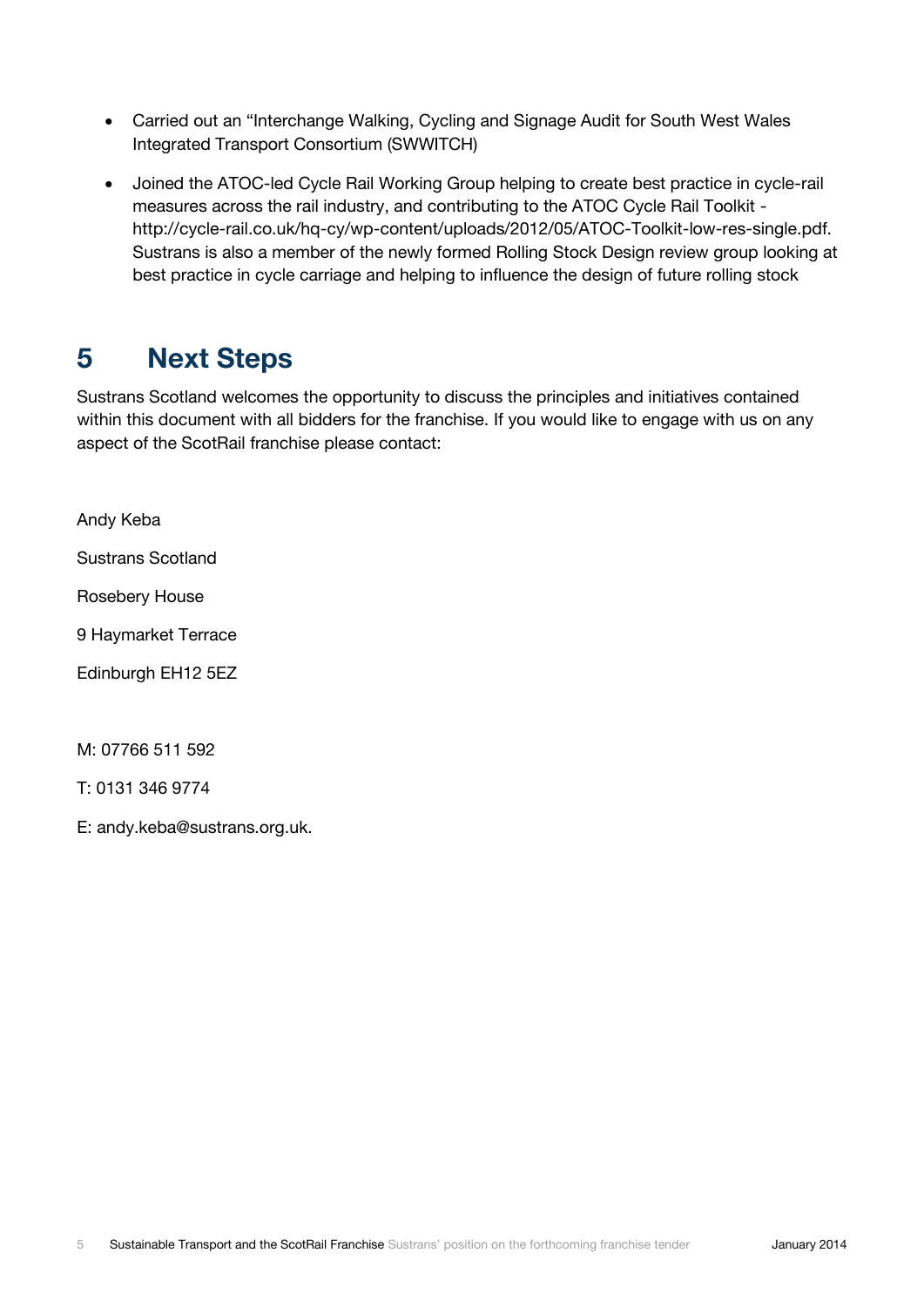- Carried out an "Interchange Walking, Cycling and Signage Audit for South West Wales Integrated Transport Consortium (SWWITCH)
- Joined the ATOC-led Cycle Rail Working Group helping to create best practice in cycle-rail measures across the rail industry, and contributing to the ATOC Cycle Rail Toolkit - http://cycle-rail.co.uk/hq-cy/wp-content/uploads/2012/05/ATOC-Toolkit-low-res-single.pdf. Sustrans is also a member of the newly formed Rolling Stock Design review group looking at best practice in cycle carriage and helping to influence the design of future rolling stock

# 5 Next Steps

Sustrans Scotland welcomes the opportunity to discuss the principles and initiatives contained within this document with all bidders for the franchise. If you would like to engage with us on any aspect of the ScotRail franchise please contact:

Andy Keba

Sustrans Scotland

Rosebery House

9 Haymarket Terrace

Edinburgh EH12 5EZ

M: 07766 511 592

T: 0131 346 9774

E: andy.keba@sustrans.org.uk.